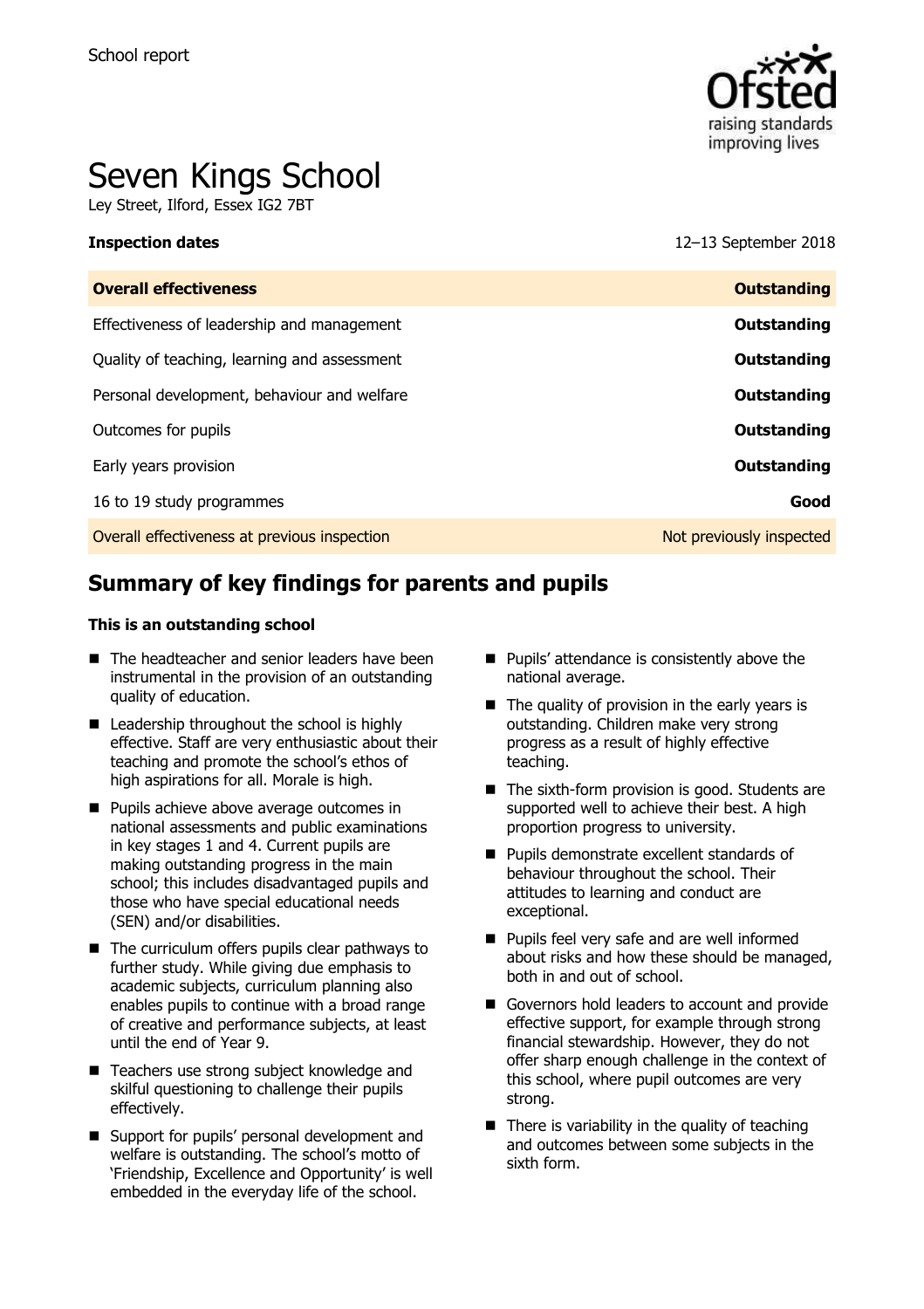School report

# Seven Kings School

Ley Street, Ilford, Essex IG2 7BT

**Inspection dates** 12–13 September 2018

| **Overall effectiveness** | **Outstanding** |
| --- | --- |
| Effectiveness of leadership and management | **Outstanding** |
| Quality of teaching, learning and assessment | **Outstanding** |
| Personal development, behaviour and welfare | **Outstanding** |
| Outcomes for pupils | **Outstanding** |
| Early years provision | **Outstanding** |
| 16 to 19 study programmes | **Good** |
| Overall effectiveness at previous inspection | Not previously inspected |

## Summary of key findings for parents and pupils

**This is an outstanding school**

- The headteacher and senior leaders have been instrumental in the provision of an outstanding quality of education.
- Leadership throughout the school is highly effective. Staff are very enthusiastic about their teaching and promote the school's ethos of high aspirations for all. Morale is high.
- Pupils achieve above average outcomes in national assessments and public examinations in key stages 1 and 4. Current pupils are making outstanding progress in the main school; this includes disadvantaged pupils and those who have special educational needs (SEN) and/or disabilities.
- The curriculum offers pupils clear pathways to further study. While giving due emphasis to academic subjects, curriculum planning also enables pupils to continue with a broad range of creative and performance subjects, at least until the end of Year 9.
- Teachers use strong subject knowledge and skilful questioning to challenge their pupils effectively.
- Support for pupils' personal development and welfare is outstanding. The school's motto of 'Friendship, Excellence and Opportunity' is well embedded in the everyday life of the school.
- Pupils' attendance is consistently above the national average.
- The quality of provision in the early years is outstanding. Children make very strong progress as a result of highly effective teaching.
- The sixth-form provision is good. Students are supported well to achieve their best. A high proportion progress to university.
- Pupils demonstrate excellent standards of behaviour throughout the school. Their attitudes to learning and conduct are exceptional.
- Pupils feel very safe and are well informed about risks and how these should be managed, both in and out of school.
- Governors hold leaders to account and provide effective support, for example through strong financial stewardship. However, they do not offer sharp enough challenge in the context of this school, where pupil outcomes are very strong.
- There is variability in the quality of teaching and outcomes between some subjects in the sixth form.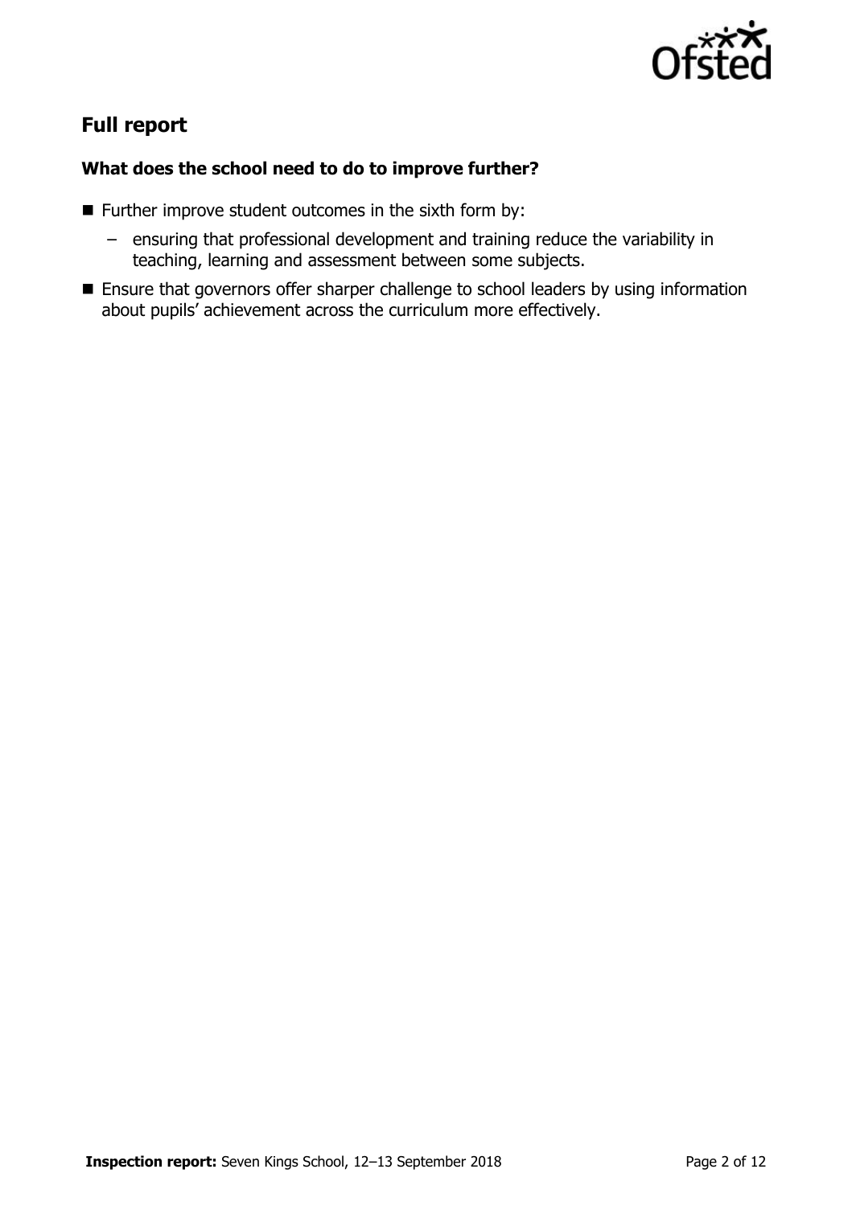## Full report

### What does the school need to do to improve further?

- Further improve student outcomes in the sixth form by:
  - ensuring that professional development and training reduce the variability in teaching, learning and assessment between some subjects.
- Ensure that governors offer sharper challenge to school leaders by using information about pupils' achievement across the curriculum more effectively.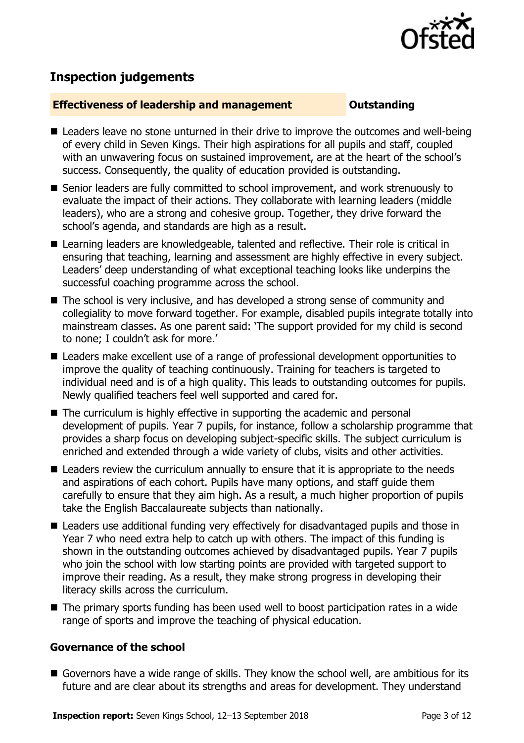## Inspection judgements

### Effectiveness of leadership and management — Outstanding

- Leaders leave no stone unturned in their drive to improve the outcomes and well-being of every child in Seven Kings. Their high aspirations for all pupils and staff, coupled with an unwavering focus on sustained improvement, are at the heart of the school's success. Consequently, the quality of education provided is outstanding.
- Senior leaders are fully committed to school improvement, and work strenuously to evaluate the impact of their actions. They collaborate with learning leaders (middle leaders), who are a strong and cohesive group. Together, they drive forward the school's agenda, and standards are high as a result.
- Learning leaders are knowledgeable, talented and reflective. Their role is critical in ensuring that teaching, learning and assessment are highly effective in every subject. Leaders' deep understanding of what exceptional teaching looks like underpins the successful coaching programme across the school.
- The school is very inclusive, and has developed a strong sense of community and collegiality to move forward together. For example, disabled pupils integrate totally into mainstream classes. As one parent said: 'The support provided for my child is second to none; I couldn't ask for more.'
- Leaders make excellent use of a range of professional development opportunities to improve the quality of teaching continuously. Training for teachers is targeted to individual need and is of a high quality. This leads to outstanding outcomes for pupils. Newly qualified teachers feel well supported and cared for.
- The curriculum is highly effective in supporting the academic and personal development of pupils. Year 7 pupils, for instance, follow a scholarship programme that provides a sharp focus on developing subject-specific skills. The subject curriculum is enriched and extended through a wide variety of clubs, visits and other activities.
- Leaders review the curriculum annually to ensure that it is appropriate to the needs and aspirations of each cohort. Pupils have many options, and staff guide them carefully to ensure that they aim high. As a result, a much higher proportion of pupils take the English Baccalaureate subjects than nationally.
- Leaders use additional funding very effectively for disadvantaged pupils and those in Year 7 who need extra help to catch up with others. The impact of this funding is shown in the outstanding outcomes achieved by disadvantaged pupils. Year 7 pupils who join the school with low starting points are provided with targeted support to improve their reading. As a result, they make strong progress in developing their literacy skills across the curriculum.
- The primary sports funding has been used well to boost participation rates in a wide range of sports and improve the teaching of physical education.

### Governance of the school

- Governors have a wide range of skills. They know the school well, are ambitious for its future and are clear about its strengths and areas for development. They understand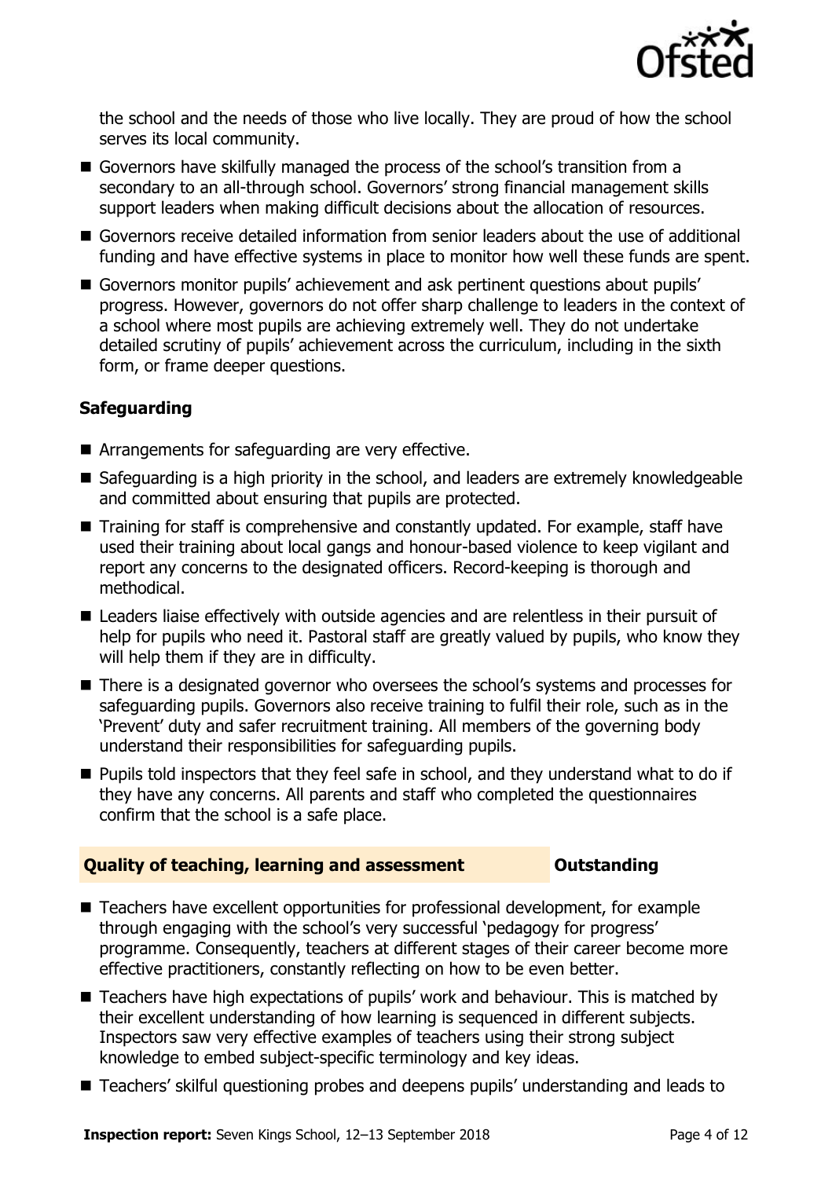the school and the needs of those who live locally. They are proud of how the school serves its local community.

- Governors have skilfully managed the process of the school's transition from a secondary to an all-through school. Governors' strong financial management skills support leaders when making difficult decisions about the allocation of resources.
- Governors receive detailed information from senior leaders about the use of additional funding and have effective systems in place to monitor how well these funds are spent.
- Governors monitor pupils' achievement and ask pertinent questions about pupils' progress. However, governors do not offer sharp challenge to leaders in the context of a school where most pupils are achieving extremely well. They do not undertake detailed scrutiny of pupils' achievement across the curriculum, including in the sixth form, or frame deeper questions.

### Safeguarding

- Arrangements for safeguarding are very effective.
- Safeguarding is a high priority in the school, and leaders are extremely knowledgeable and committed about ensuring that pupils are protected.
- Training for staff is comprehensive and constantly updated. For example, staff have used their training about local gangs and honour-based violence to keep vigilant and report any concerns to the designated officers. Record-keeping is thorough and methodical.
- Leaders liaise effectively with outside agencies and are relentless in their pursuit of help for pupils who need it. Pastoral staff are greatly valued by pupils, who know they will help them if they are in difficulty.
- There is a designated governor who oversees the school's systems and processes for safeguarding pupils. Governors also receive training to fulfil their role, such as in the 'Prevent' duty and safer recruitment training. All members of the governing body understand their responsibilities for safeguarding pupils.
- Pupils told inspectors that they feel safe in school, and they understand what to do if they have any concerns. All parents and staff who completed the questionnaires confirm that the school is a safe place.

## Quality of teaching, learning and assessment — Outstanding

- Teachers have excellent opportunities for professional development, for example through engaging with the school's very successful 'pedagogy for progress' programme. Consequently, teachers at different stages of their career become more effective practitioners, constantly reflecting on how to be even better.
- Teachers have high expectations of pupils' work and behaviour. This is matched by their excellent understanding of how learning is sequenced in different subjects. Inspectors saw very effective examples of teachers using their strong subject knowledge to embed subject-specific terminology and key ideas.
- Teachers' skilful questioning probes and deepens pupils' understanding and leads to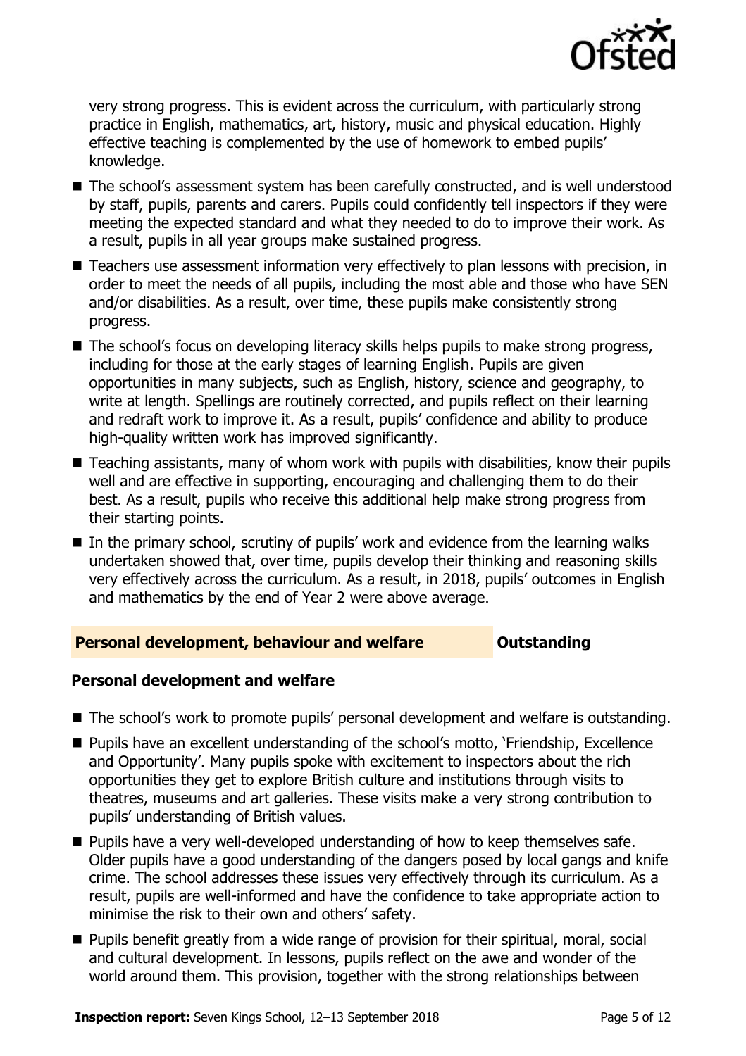very strong progress. This is evident across the curriculum, with particularly strong practice in English, mathematics, art, history, music and physical education. Highly effective teaching is complemented by the use of homework to embed pupils' knowledge.

- The school's assessment system has been carefully constructed, and is well understood by staff, pupils, parents and carers. Pupils could confidently tell inspectors if they were meeting the expected standard and what they needed to do to improve their work. As a result, pupils in all year groups make sustained progress.
- Teachers use assessment information very effectively to plan lessons with precision, in order to meet the needs of all pupils, including the most able and those who have SEN and/or disabilities. As a result, over time, these pupils make consistently strong progress.
- The school's focus on developing literacy skills helps pupils to make strong progress, including for those at the early stages of learning English. Pupils are given opportunities in many subjects, such as English, history, science and geography, to write at length. Spellings are routinely corrected, and pupils reflect on their learning and redraft work to improve it. As a result, pupils' confidence and ability to produce high-quality written work has improved significantly.
- Teaching assistants, many of whom work with pupils with disabilities, know their pupils well and are effective in supporting, encouraging and challenging them to do their best. As a result, pupils who receive this additional help make strong progress from their starting points.
- In the primary school, scrutiny of pupils' work and evidence from the learning walks undertaken showed that, over time, pupils develop their thinking and reasoning skills very effectively across the curriculum. As a result, in 2018, pupils' outcomes in English and mathematics by the end of Year 2 were above average.

## Personal development, behaviour and welfare — Outstanding

### Personal development and welfare

- The school's work to promote pupils' personal development and welfare is outstanding.
- Pupils have an excellent understanding of the school's motto, 'Friendship, Excellence and Opportunity'. Many pupils spoke with excitement to inspectors about the rich opportunities they get to explore British culture and institutions through visits to theatres, museums and art galleries. These visits make a very strong contribution to pupils' understanding of British values.
- Pupils have a very well-developed understanding of how to keep themselves safe. Older pupils have a good understanding of the dangers posed by local gangs and knife crime. The school addresses these issues very effectively through its curriculum. As a result, pupils are well-informed and have the confidence to take appropriate action to minimise the risk to their own and others' safety.
- Pupils benefit greatly from a wide range of provision for their spiritual, moral, social and cultural development. In lessons, pupils reflect on the awe and wonder of the world around them. This provision, together with the strong relationships between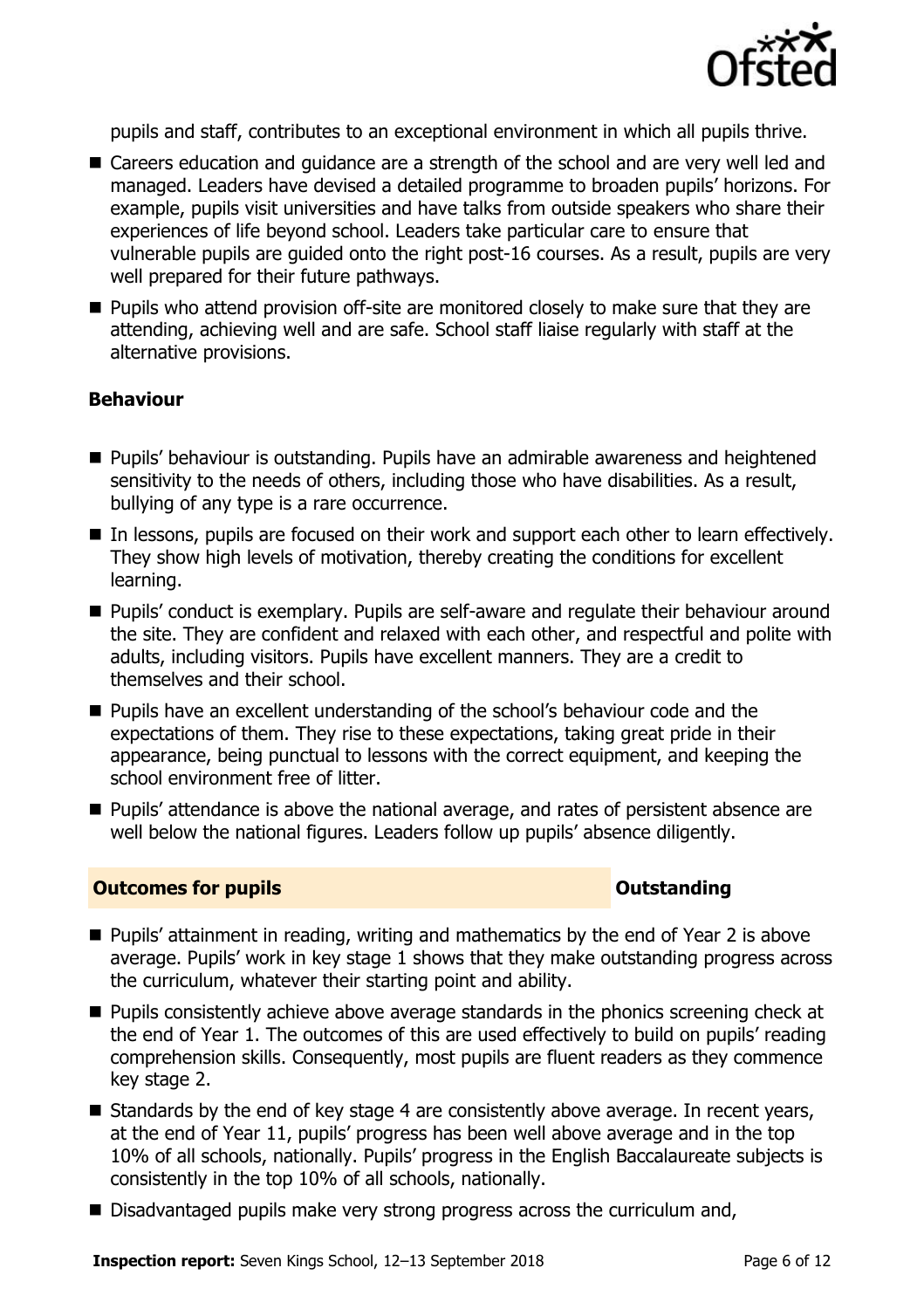pupils and staff, contributes to an exceptional environment in which all pupils thrive.

- Careers education and guidance are a strength of the school and are very well led and managed. Leaders have devised a detailed programme to broaden pupils' horizons. For example, pupils visit universities and have talks from outside speakers who share their experiences of life beyond school. Leaders take particular care to ensure that vulnerable pupils are guided onto the right post-16 courses. As a result, pupils are very well prepared for their future pathways.
- Pupils who attend provision off-site are monitored closely to make sure that they are attending, achieving well and are safe. School staff liaise regularly with staff at the alternative provisions.

### Behaviour

- Pupils' behaviour is outstanding. Pupils have an admirable awareness and heightened sensitivity to the needs of others, including those who have disabilities. As a result, bullying of any type is a rare occurrence.
- In lessons, pupils are focused on their work and support each other to learn effectively. They show high levels of motivation, thereby creating the conditions for excellent learning.
- Pupils' conduct is exemplary. Pupils are self-aware and regulate their behaviour around the site. They are confident and relaxed with each other, and respectful and polite with adults, including visitors. Pupils have excellent manners. They are a credit to themselves and their school.
- Pupils have an excellent understanding of the school's behaviour code and the expectations of them. They rise to these expectations, taking great pride in their appearance, being punctual to lessons with the correct equipment, and keeping the school environment free of litter.
- Pupils' attendance is above the national average, and rates of persistent absence are well below the national figures. Leaders follow up pupils' absence diligently.

## Outcomes for pupils — Outstanding

- Pupils' attainment in reading, writing and mathematics by the end of Year 2 is above average. Pupils' work in key stage 1 shows that they make outstanding progress across the curriculum, whatever their starting point and ability.
- Pupils consistently achieve above average standards in the phonics screening check at the end of Year 1. The outcomes of this are used effectively to build on pupils' reading comprehension skills. Consequently, most pupils are fluent readers as they commence key stage 2.
- Standards by the end of key stage 4 are consistently above average. In recent years, at the end of Year 11, pupils' progress has been well above average and in the top 10% of all schools, nationally. Pupils' progress in the English Baccalaureate subjects is consistently in the top 10% of all schools, nationally.
- Disadvantaged pupils make very strong progress across the curriculum and,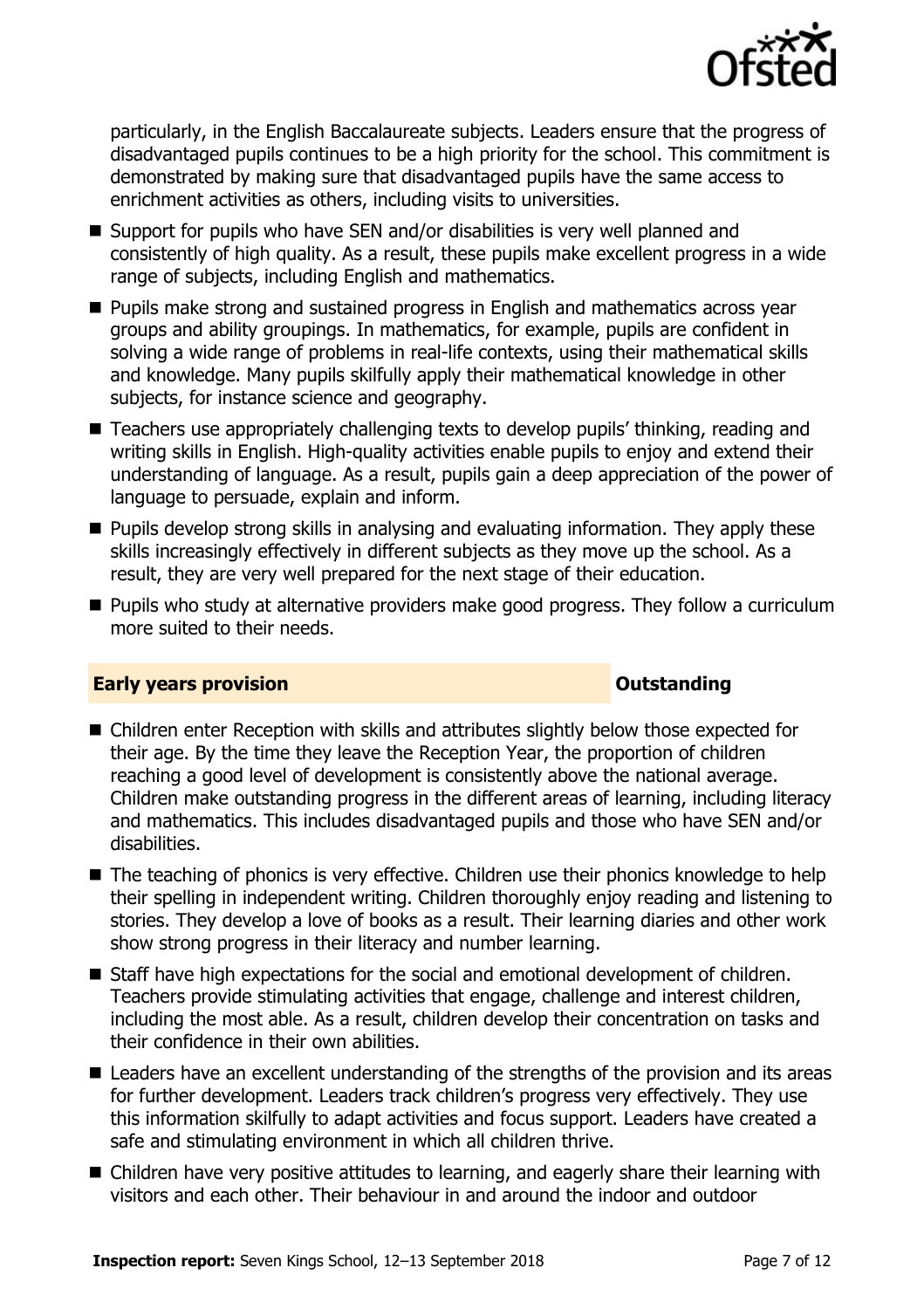particularly, in the English Baccalaureate subjects. Leaders ensure that the progress of disadvantaged pupils continues to be a high priority for the school. This commitment is demonstrated by making sure that disadvantaged pupils have the same access to enrichment activities as others, including visits to universities.

- Support for pupils who have SEN and/or disabilities is very well planned and consistently of high quality. As a result, these pupils make excellent progress in a wide range of subjects, including English and mathematics.
- Pupils make strong and sustained progress in English and mathematics across year groups and ability groupings. In mathematics, for example, pupils are confident in solving a wide range of problems in real-life contexts, using their mathematical skills and knowledge. Many pupils skilfully apply their mathematical knowledge in other subjects, for instance science and geography.
- Teachers use appropriately challenging texts to develop pupils' thinking, reading and writing skills in English. High-quality activities enable pupils to enjoy and extend their understanding of language. As a result, pupils gain a deep appreciation of the power of language to persuade, explain and inform.
- Pupils develop strong skills in analysing and evaluating information. They apply these skills increasingly effectively in different subjects as they move up the school. As a result, they are very well prepared for the next stage of their education.
- Pupils who study at alternative providers make good progress. They follow a curriculum more suited to their needs.

## Early years provision — Outstanding

- Children enter Reception with skills and attributes slightly below those expected for their age. By the time they leave the Reception Year, the proportion of children reaching a good level of development is consistently above the national average. Children make outstanding progress in the different areas of learning, including literacy and mathematics. This includes disadvantaged pupils and those who have SEN and/or disabilities.
- The teaching of phonics is very effective. Children use their phonics knowledge to help their spelling in independent writing. Children thoroughly enjoy reading and listening to stories. They develop a love of books as a result. Their learning diaries and other work show strong progress in their literacy and number learning.
- Staff have high expectations for the social and emotional development of children. Teachers provide stimulating activities that engage, challenge and interest children, including the most able. As a result, children develop their concentration on tasks and their confidence in their own abilities.
- Leaders have an excellent understanding of the strengths of the provision and its areas for further development. Leaders track children's progress very effectively. They use this information skilfully to adapt activities and focus support. Leaders have created a safe and stimulating environment in which all children thrive.
- Children have very positive attitudes to learning, and eagerly share their learning with visitors and each other. Their behaviour in and around the indoor and outdoor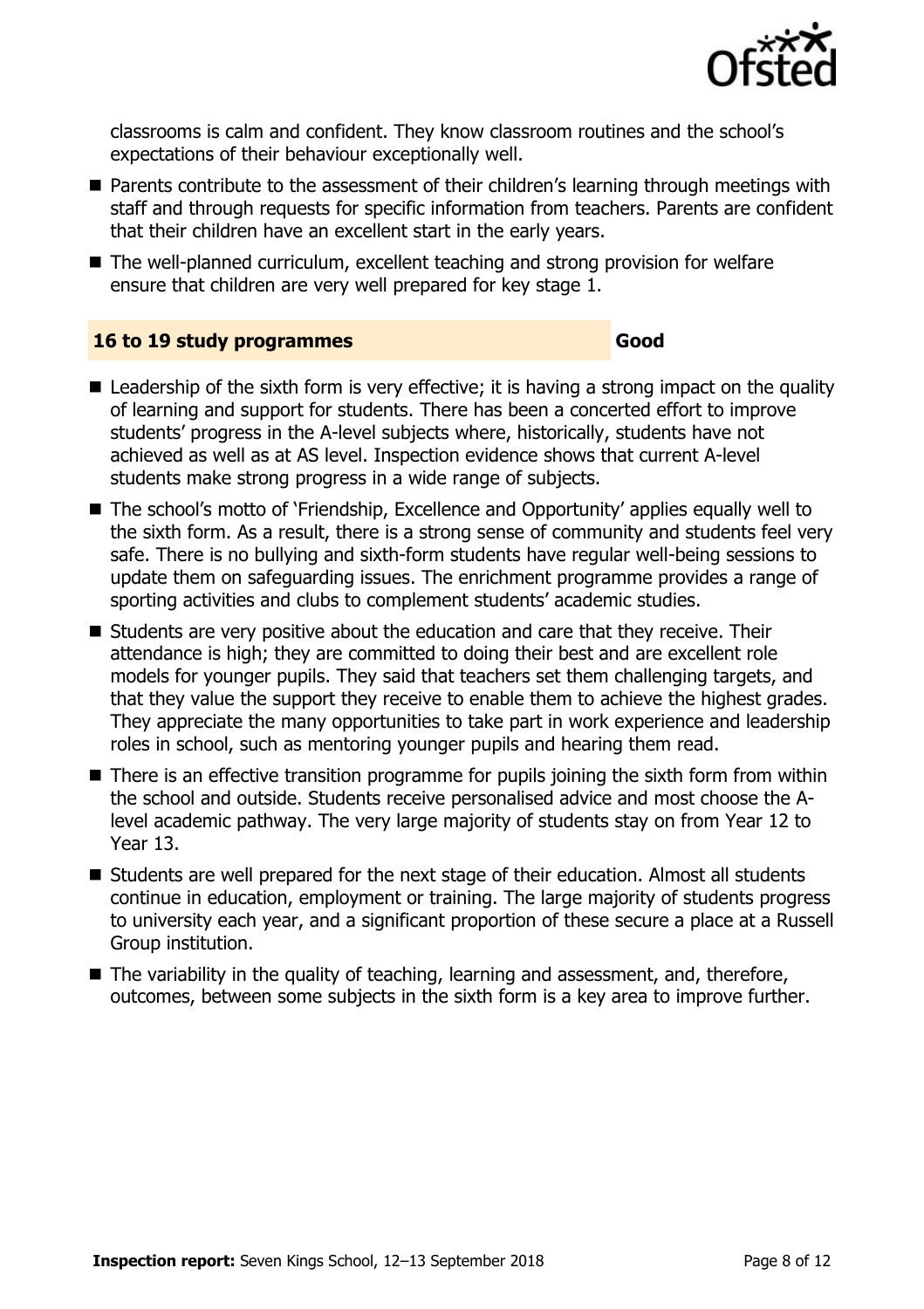classrooms is calm and confident. They know classroom routines and the school's expectations of their behaviour exceptionally well.

- Parents contribute to the assessment of their children's learning through meetings with staff and through requests for specific information from teachers. Parents are confident that their children have an excellent start in the early years.
- The well-planned curriculum, excellent teaching and strong provision for welfare ensure that children are very well prepared for key stage 1.

| **16 to 19 study programmes** | **Good** |
|---|---|

- Leadership of the sixth form is very effective; it is having a strong impact on the quality of learning and support for students. There has been a concerted effort to improve students' progress in the A-level subjects where, historically, students have not achieved as well as at AS level. Inspection evidence shows that current A-level students make strong progress in a wide range of subjects.
- The school's motto of 'Friendship, Excellence and Opportunity' applies equally well to the sixth form. As a result, there is a strong sense of community and students feel very safe. There is no bullying and sixth-form students have regular well-being sessions to update them on safeguarding issues. The enrichment programme provides a range of sporting activities and clubs to complement students' academic studies.
- Students are very positive about the education and care that they receive. Their attendance is high; they are committed to doing their best and are excellent role models for younger pupils. They said that teachers set them challenging targets, and that they value the support they receive to enable them to achieve the highest grades. They appreciate the many opportunities to take part in work experience and leadership roles in school, such as mentoring younger pupils and hearing them read.
- There is an effective transition programme for pupils joining the sixth form from within the school and outside. Students receive personalised advice and most choose the A-level academic pathway. The very large majority of students stay on from Year 12 to Year 13.
- Students are well prepared for the next stage of their education. Almost all students continue in education, employment or training. The large majority of students progress to university each year, and a significant proportion of these secure a place at a Russell Group institution.
- The variability in the quality of teaching, learning and assessment, and, therefore, outcomes, between some subjects in the sixth form is a key area to improve further.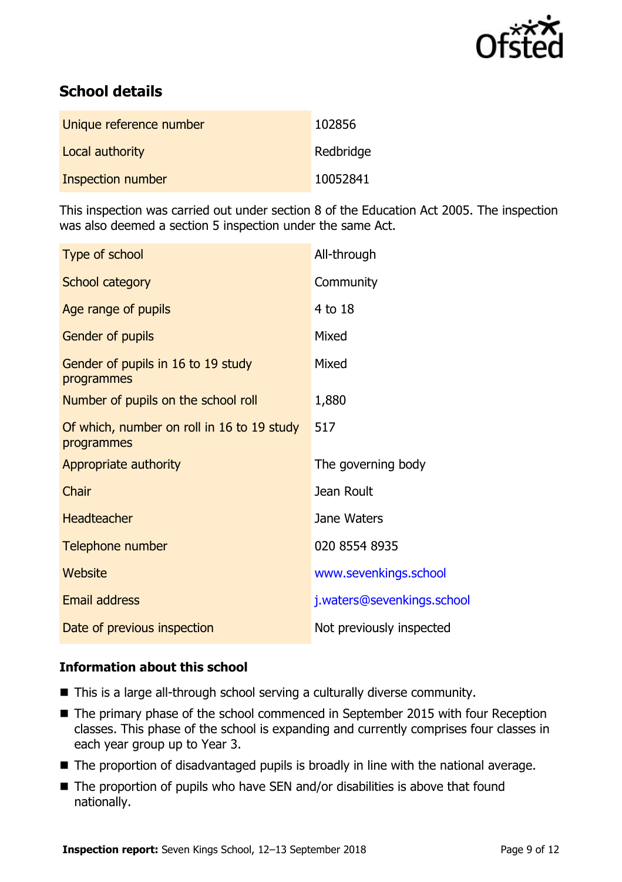## School details

| | |
|---|---|
| Unique reference number | 102856 |
| Local authority | Redbridge |
| Inspection number | 10052841 |

This inspection was carried out under section 8 of the Education Act 2005. The inspection was also deemed a section 5 inspection under the same Act.

| | |
|---|---|
| Type of school | All-through |
| School category | Community |
| Age range of pupils | 4 to 18 |
| Gender of pupils | Mixed |
| Gender of pupils in 16 to 19 study programmes | Mixed |
| Number of pupils on the school roll | 1,880 |
| Of which, number on roll in 16 to 19 study programmes | 517 |
| Appropriate authority | The governing body |
| Chair | Jean Roult |
| Headteacher | Jane Waters |
| Telephone number | 020 8554 8935 |
| Website | www.sevenkings.school |
| Email address | j.waters@sevenkings.school |
| Date of previous inspection | Not previously inspected |

### Information about this school

- This is a large all-through school serving a culturally diverse community.
- The primary phase of the school commenced in September 2015 with four Reception classes. This phase of the school is expanding and currently comprises four classes in each year group up to Year 3.
- The proportion of disadvantaged pupils is broadly in line with the national average.
- The proportion of pupils who have SEN and/or disabilities is above that found nationally.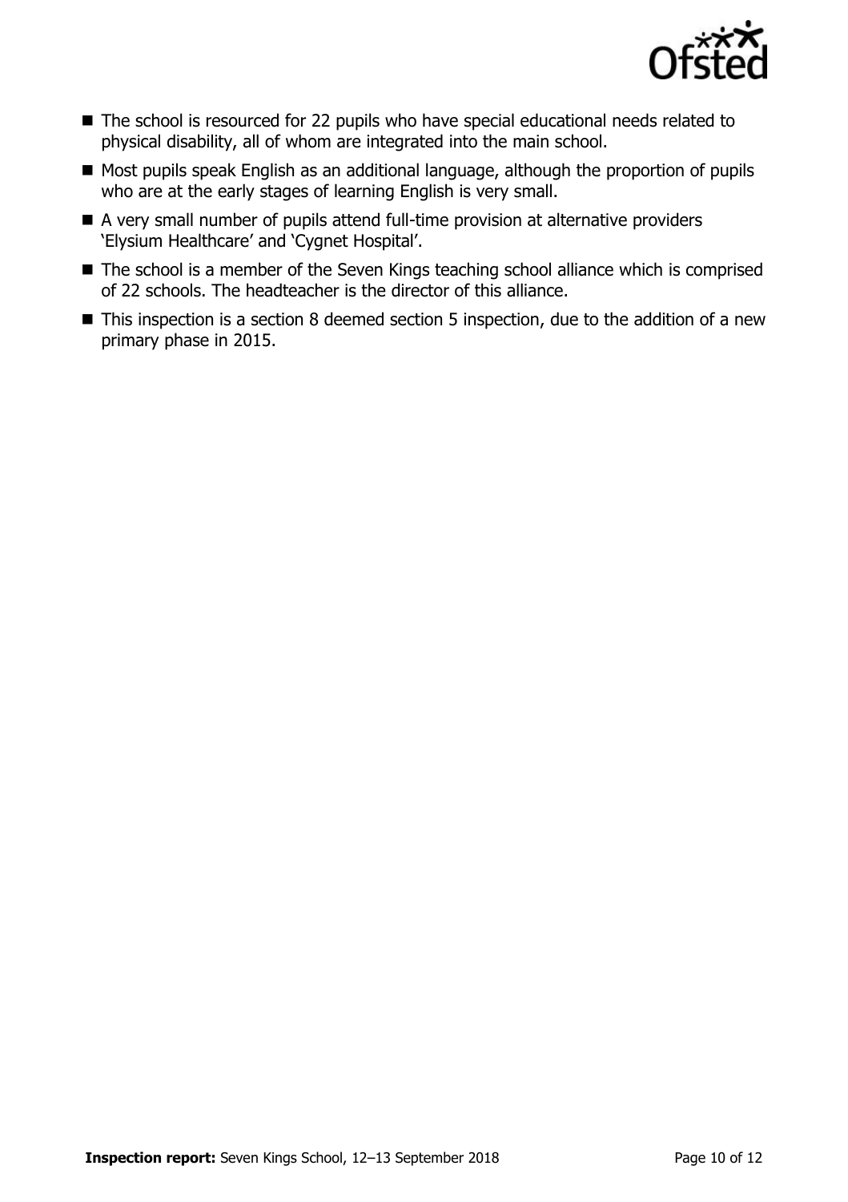- The school is resourced for 22 pupils who have special educational needs related to physical disability, all of whom are integrated into the main school.
- Most pupils speak English as an additional language, although the proportion of pupils who are at the early stages of learning English is very small.
- A very small number of pupils attend full-time provision at alternative providers 'Elysium Healthcare' and 'Cygnet Hospital'.
- The school is a member of the Seven Kings teaching school alliance which is comprised of 22 schools. The headteacher is the director of this alliance.
- This inspection is a section 8 deemed section 5 inspection, due to the addition of a new primary phase in 2015.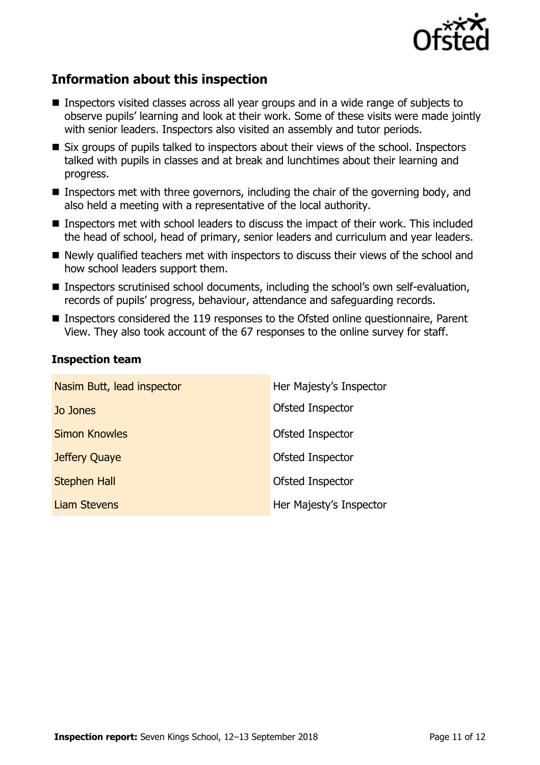## Information about this inspection

- Inspectors visited classes across all year groups and in a wide range of subjects to observe pupils' learning and look at their work. Some of these visits were made jointly with senior leaders. Inspectors also visited an assembly and tutor periods.
- Six groups of pupils talked to inspectors about their views of the school. Inspectors talked with pupils in classes and at break and lunchtimes about their learning and progress.
- Inspectors met with three governors, including the chair of the governing body, and also held a meeting with a representative of the local authority.
- Inspectors met with school leaders to discuss the impact of their work. This included the head of school, head of primary, senior leaders and curriculum and year leaders.
- Newly qualified teachers met with inspectors to discuss their views of the school and how school leaders support them.
- Inspectors scrutinised school documents, including the school's own self-evaluation, records of pupils' progress, behaviour, attendance and safeguarding records.
- Inspectors considered the 119 responses to the Ofsted online questionnaire, Parent View. They also took account of the 67 responses to the online survey for staff.

### Inspection team

| | |
|---|---|
| Nasim Butt, lead inspector | Her Majesty's Inspector |
| Jo Jones | Ofsted Inspector |
| Simon Knowles | Ofsted Inspector |
| Jeffery Quaye | Ofsted Inspector |
| Stephen Hall | Ofsted Inspector |
| Liam Stevens | Her Majesty's Inspector |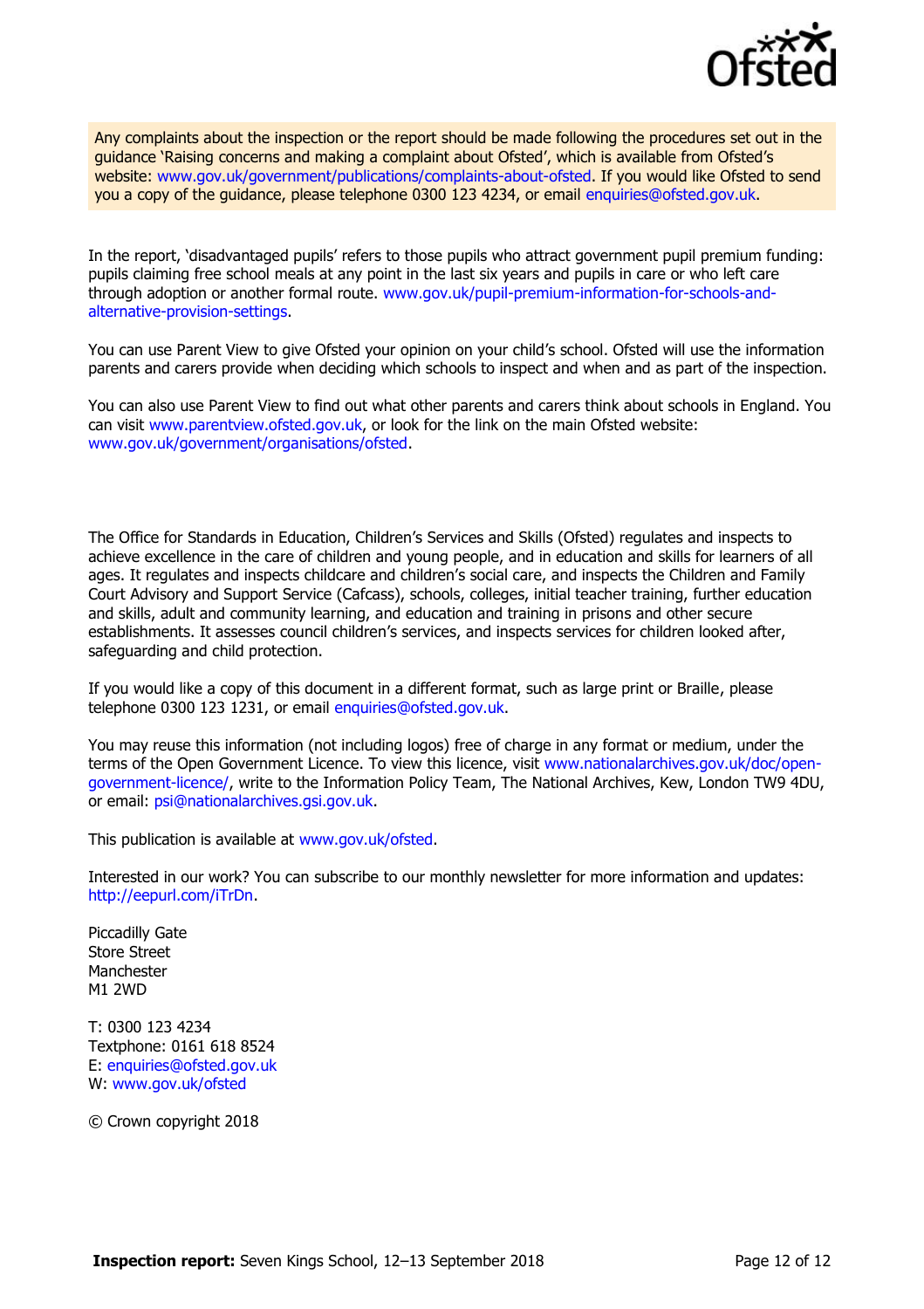Any complaints about the inspection or the report should be made following the procedures set out in the guidance 'Raising concerns and making a complaint about Ofsted', which is available from Ofsted's website: www.gov.uk/government/publications/complaints-about-ofsted. If you would like Ofsted to send you a copy of the guidance, please telephone 0300 123 4234, or email enquiries@ofsted.gov.uk.

In the report, 'disadvantaged pupils' refers to those pupils who attract government pupil premium funding: pupils claiming free school meals at any point in the last six years and pupils in care or who left care through adoption or another formal route. www.gov.uk/pupil-premium-information-for-schools-and-alternative-provision-settings.

You can use Parent View to give Ofsted your opinion on your child's school. Ofsted will use the information parents and carers provide when deciding which schools to inspect and when and as part of the inspection.

You can also use Parent View to find out what other parents and carers think about schools in England. You can visit www.parentview.ofsted.gov.uk, or look for the link on the main Ofsted website: www.gov.uk/government/organisations/ofsted.

The Office for Standards in Education, Children's Services and Skills (Ofsted) regulates and inspects to achieve excellence in the care of children and young people, and in education and skills for learners of all ages. It regulates and inspects childcare and children's social care, and inspects the Children and Family Court Advisory and Support Service (Cafcass), schools, colleges, initial teacher training, further education and skills, adult and community learning, and education and training in prisons and other secure establishments. It assesses council children's services, and inspects services for children looked after, safeguarding and child protection.

If you would like a copy of this document in a different format, such as large print or Braille, please telephone 0300 123 1231, or email enquiries@ofsted.gov.uk.

You may reuse this information (not including logos) free of charge in any format or medium, under the terms of the Open Government Licence. To view this licence, visit www.nationalarchives.gov.uk/doc/open-government-licence/, write to the Information Policy Team, The National Archives, Kew, London TW9 4DU, or email: psi@nationalarchives.gsi.gov.uk.

This publication is available at www.gov.uk/ofsted.

Interested in our work? You can subscribe to our monthly newsletter for more information and updates: http://eepurl.com/iTrDn.

Piccadilly Gate
Store Street
Manchester
M1 2WD

T: 0300 123 4234
Textphone: 0161 618 8524
E: enquiries@ofsted.gov.uk
W: www.gov.uk/ofsted

© Crown copyright 2018